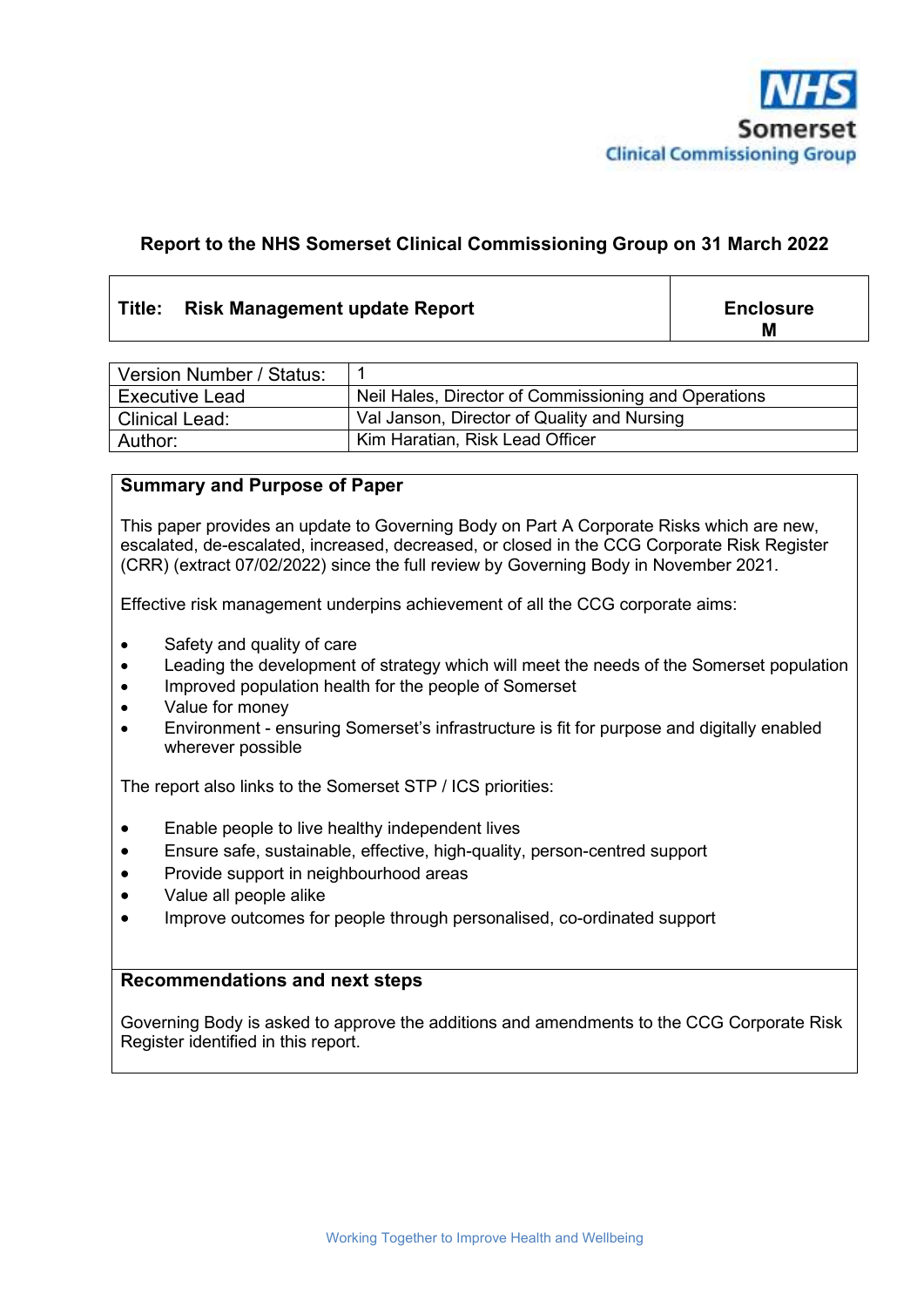NHS Somerset Clinical Commissioning Group

**Report to the NHS Somerset Clinical Commissioning Group on 31 March 2022**

| Title: Risk Management update Report | Enclosure M |
|---|---|

| Version Number / Status: | 1 |
|---|---|
| Executive Lead | Neil Hales, Director of Commissioning and Operations |
| Clinical Lead: | Val Janson, Director of Quality and Nursing |
| Author: | Kim Haratian, Risk Lead Officer |

## Summary and Purpose of Paper

This paper provides an update to Governing Body on Part A Corporate Risks which are new, escalated, de-escalated, increased, decreased, or closed in the CCG Corporate Risk Register (CRR) (extract 07/02/2022) since the full review by Governing Body in November 2021.

Effective risk management underpins achievement of all the CCG corporate aims:

- Safety and quality of care
- Leading the development of strategy which will meet the needs of the Somerset population
- Improved population health for the people of Somerset
- Value for money
- Environment - ensuring Somerset's infrastructure is fit for purpose and digitally enabled wherever possible

The report also links to the Somerset STP / ICS priorities:

- Enable people to live healthy independent lives
- Ensure safe, sustainable, effective, high-quality, person-centred support
- Provide support in neighbourhood areas
- Value all people alike
- Improve outcomes for people through personalised, co-ordinated support

## Recommendations and next steps

Governing Body is asked to approve the additions and amendments to the CCG Corporate Risk Register identified in this report.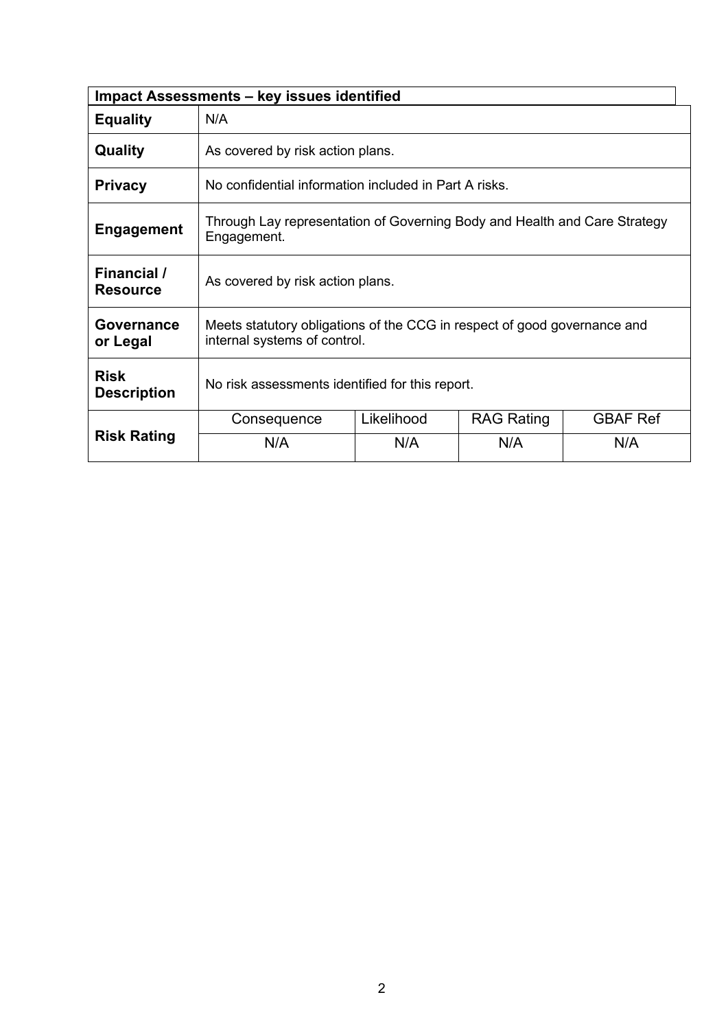| Impact Assessments – key issues identified | | | | |
|---|---|---|---|---|
| **Equality** | N/A | | | |
| **Quality** | As covered by risk action plans. | | | |
| **Privacy** | No confidential information included in Part A risks. | | | |
| **Engagement** | Through Lay representation of Governing Body and Health and Care Strategy Engagement. | | | |
| **Financial / Resource** | As covered by risk action plans. | | | |
| **Governance or Legal** | Meets statutory obligations of the CCG in respect of good governance and internal systems of control. | | | |
| **Risk Description** | No risk assessments identified for this report. | | | |
| **Risk Rating** | Consequence | Likelihood | RAG Rating | GBAF Ref |
| | N/A | N/A | N/A | N/A |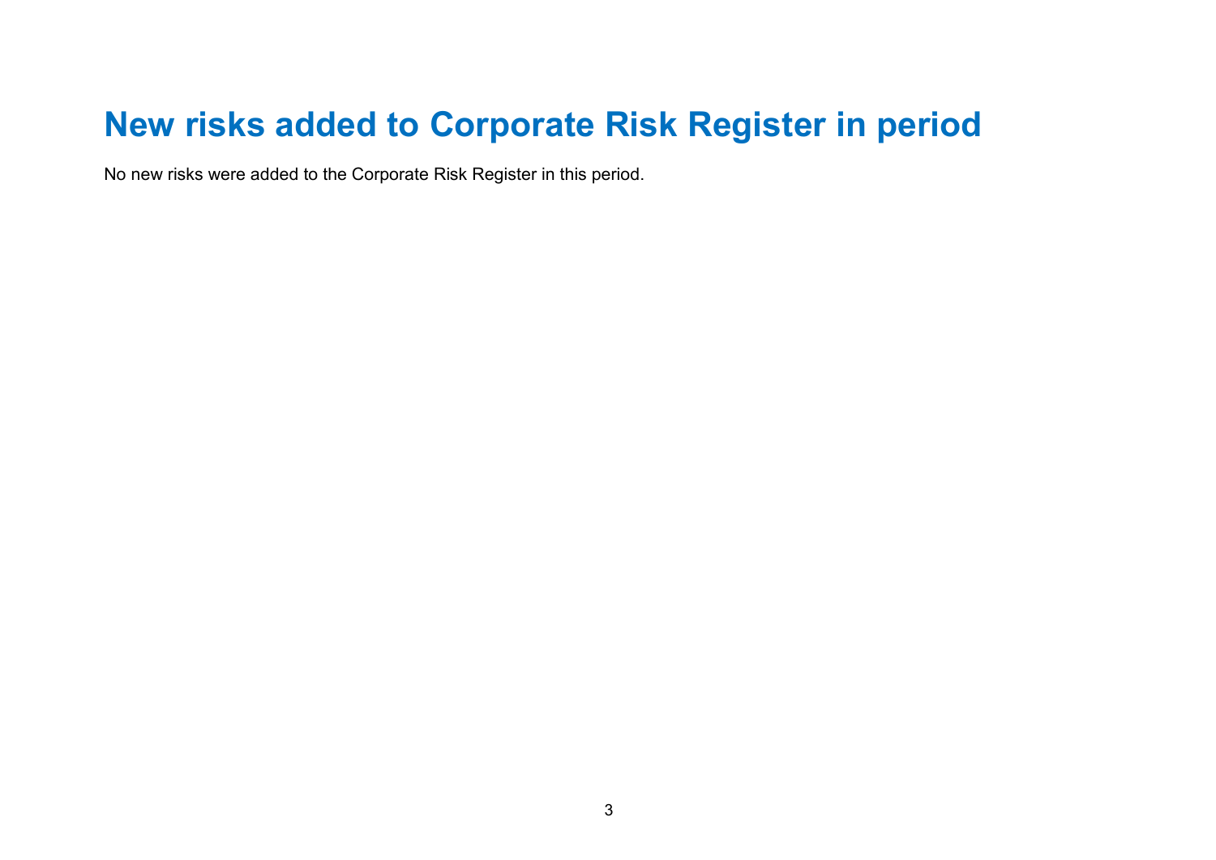# New risks added to Corporate Risk Register in period

No new risks were added to the Corporate Risk Register in this period.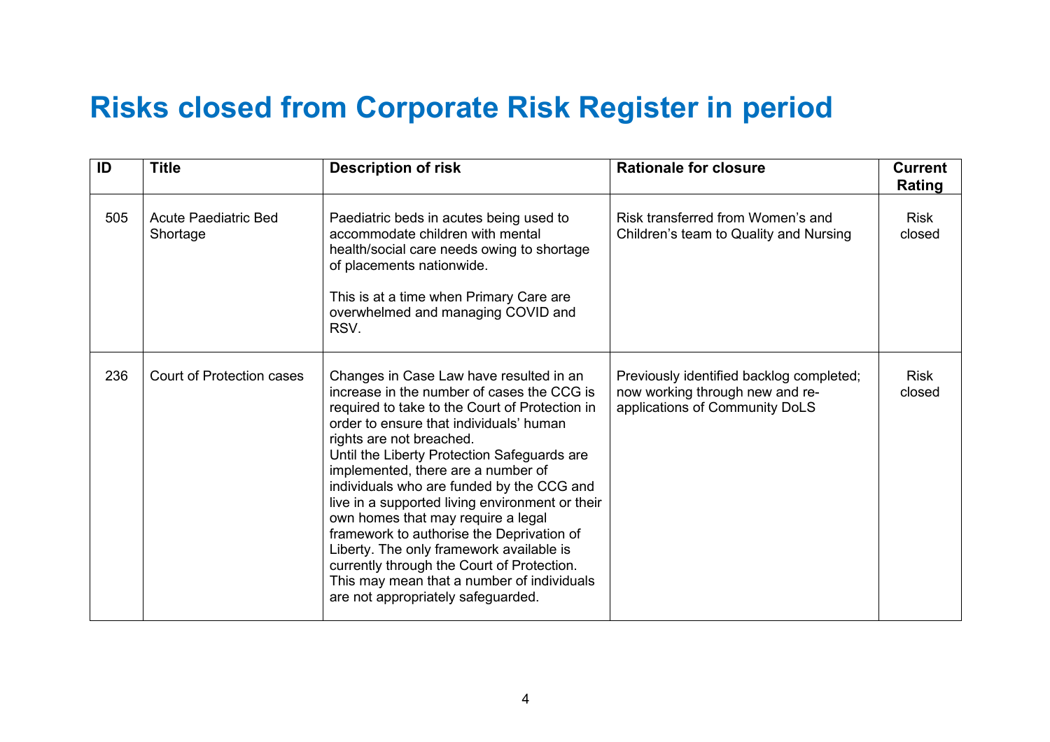# Risks closed from Corporate Risk Register in period

| ID | Title | Description of risk | Rationale for closure | Current Rating |
|---|---|---|---|---|
| 505 | Acute Paediatric Bed Shortage | Paediatric beds in acutes being used to accommodate children with mental health/social care needs owing to shortage of placements nationwide.<br><br>This is at a time when Primary Care are overwhelmed and managing COVID and RSV. | Risk transferred from Women's and Children's team to Quality and Nursing | Risk closed |
| 236 | Court of Protection cases | Changes in Case Law have resulted in an increase in the number of cases the CCG is required to take to the Court of Protection in order to ensure that individuals' human rights are not breached.<br>Until the Liberty Protection Safeguards are implemented, there are a number of individuals who are funded by the CCG and live in a supported living environment or their own homes that may require a legal framework to authorise the Deprivation of Liberty. The only framework available is currently through the Court of Protection. This may mean that a number of individuals are not appropriately safeguarded. | Previously identified backlog completed; now working through new and re-applications of Community DoLS | Risk closed |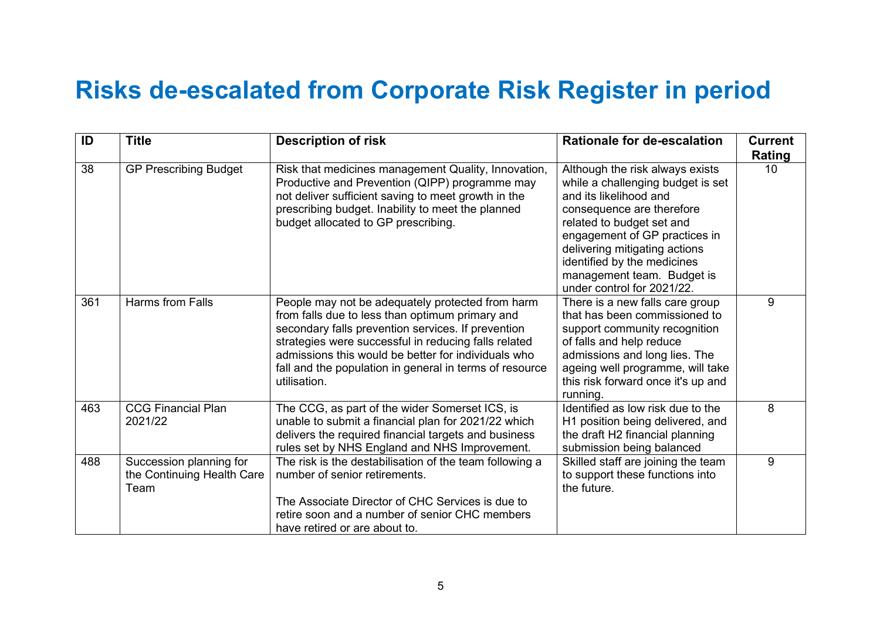# Risks de-escalated from Corporate Risk Register in period

| ID | Title | Description of risk | Rationale for de-escalation | Current Rating |
|---|---|---|---|---|
| 38 | GP Prescribing Budget | Risk that medicines management Quality, Innovation, Productive and Prevention (QIPP) programme may not deliver sufficient saving to meet growth in the prescribing budget. Inability to meet the planned budget allocated to GP prescribing. | Although the risk always exists while a challenging budget is set and its likelihood and consequence are therefore related to budget set and engagement of GP practices in delivering mitigating actions identified by the medicines management team. Budget is under control for 2021/22. | 10 |
| 361 | Harms from Falls | People may not be adequately protected from harm from falls due to less than optimum primary and secondary falls prevention services. If prevention strategies were successful in reducing falls related admissions this would be better for individuals who fall and the population in general in terms of resource utilisation. | There is a new falls care group that has been commissioned to support community recognition of falls and help reduce admissions and long lies. The ageing well programme, will take this risk forward once it's up and running. | 9 |
| 463 | CCG Financial Plan 2021/22 | The CCG, as part of the wider Somerset ICS, is unable to submit a financial plan for 2021/22 which delivers the required financial targets and business rules set by NHS England and NHS Improvement. | Identified as low risk due to the H1 position being delivered, and the draft H2 financial planning submission being balanced | 8 |
| 488 | Succession planning for the Continuing Health Care Team | The risk is the destabilisation of the team following a number of senior retirements.<br><br>The Associate Director of CHC Services is due to retire soon and a number of senior CHC members have retired or are about to. | Skilled staff are joining the team to support these functions into the future. | 9 |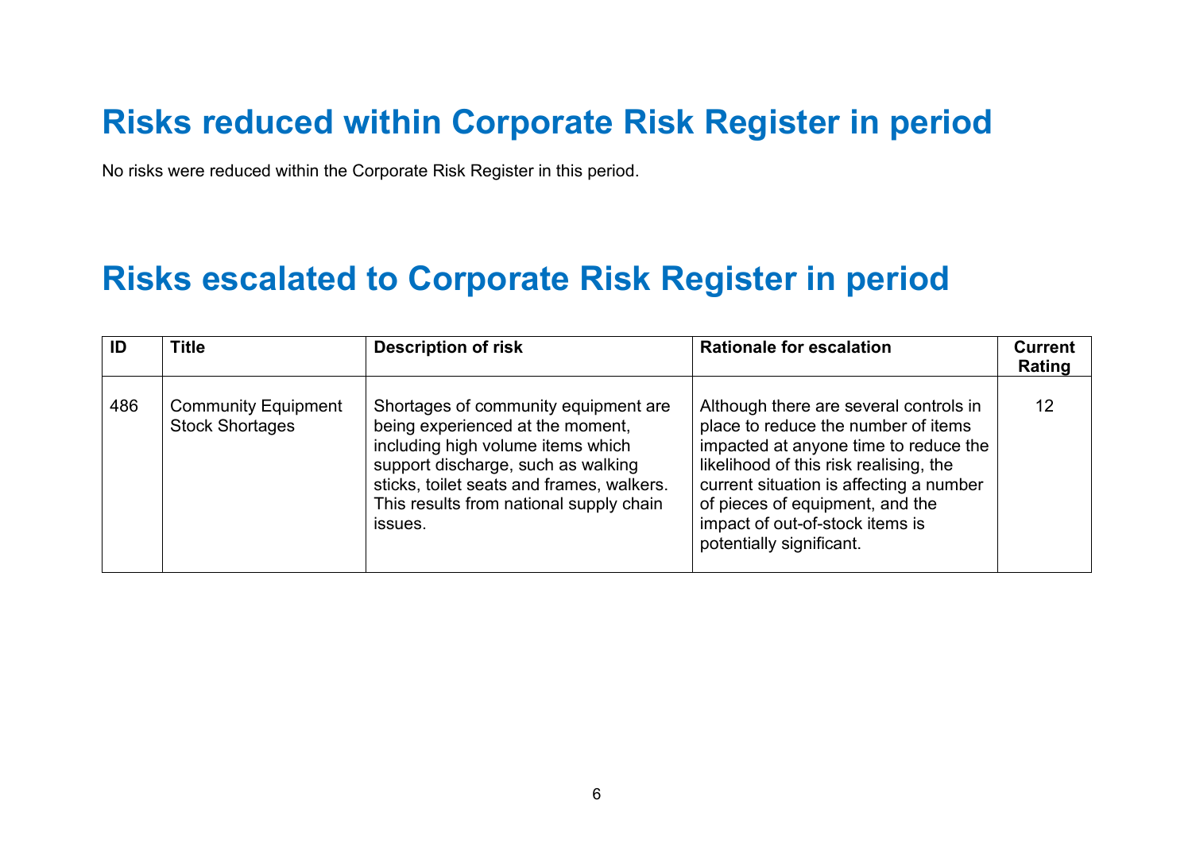# Risks reduced within Corporate Risk Register in period

No risks were reduced within the Corporate Risk Register in this period.

# Risks escalated to Corporate Risk Register in period

| ID | Title | Description of risk | Rationale for escalation | Current Rating |
|---|---|---|---|---|
| 486 | Community Equipment Stock Shortages | Shortages of community equipment are being experienced at the moment, including high volume items which support discharge, such as walking sticks, toilet seats and frames, walkers. This results from national supply chain issues. | Although there are several controls in place to reduce the number of items impacted at anyone time to reduce the likelihood of this risk realising, the current situation is affecting a number of pieces of equipment, and the impact of out-of-stock items is potentially significant. | 12 |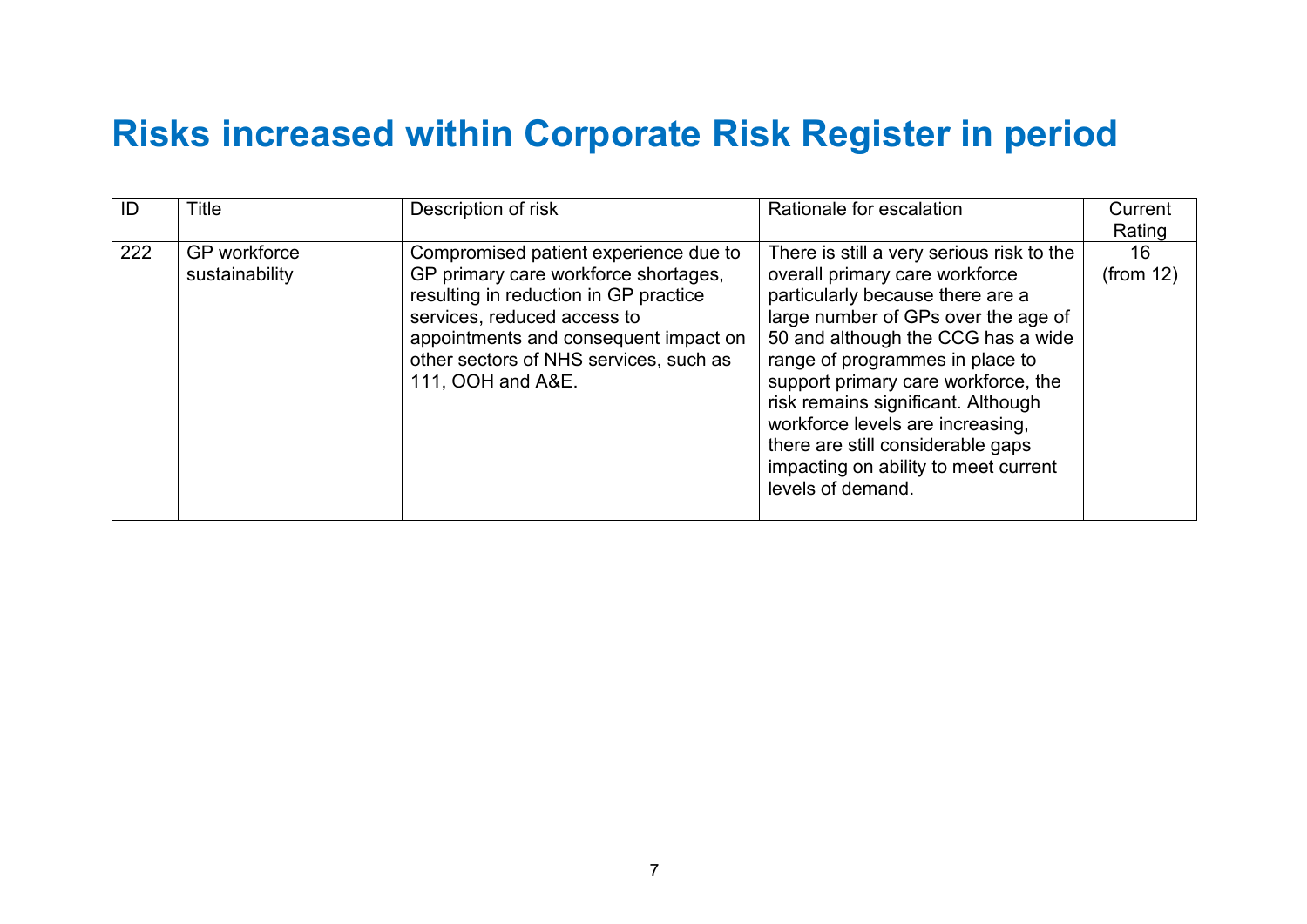# Risks increased within Corporate Risk Register in period

| ID | Title | Description of risk | Rationale for escalation | Current Rating |
|---|---|---|---|---|
| 222 | GP workforce sustainability | Compromised patient experience due to GP primary care workforce shortages, resulting in reduction in GP practice services, reduced access to appointments and consequent impact on other sectors of NHS services, such as 111, OOH and A&E. | There is still a very serious risk to the overall primary care workforce particularly because there are a large number of GPs over the age of 50 and although the CCG has a wide range of programmes in place to support primary care workforce, the risk remains significant. Although workforce levels are increasing, there are still considerable gaps impacting on ability to meet current levels of demand. | 16 (from 12) |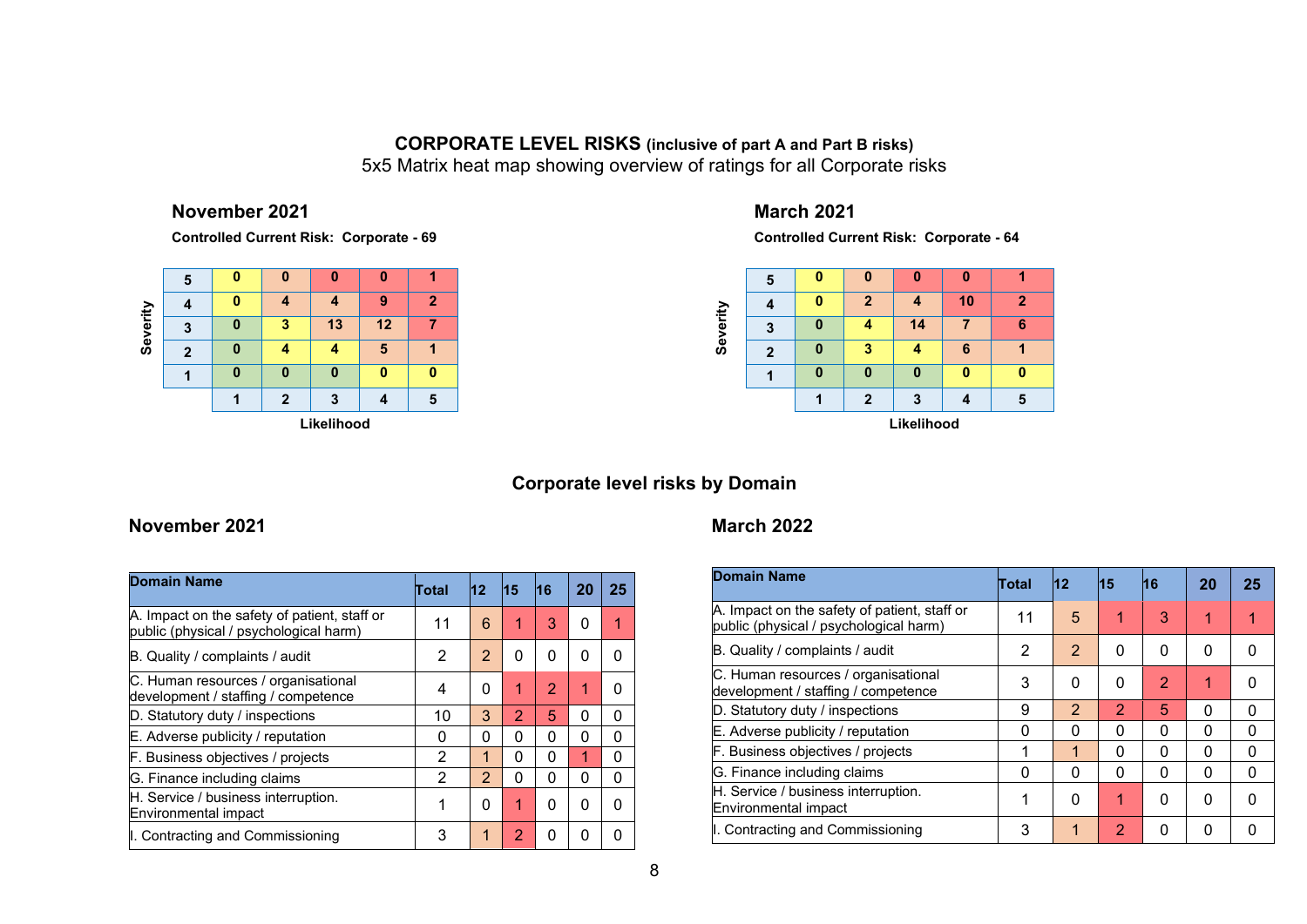# CORPORATE LEVEL RISKS (inclusive of part A and Part B risks)

5x5 Matrix heat map showing overview of ratings for all Corporate risks

## November 2021

**Controlled Current Risk: Corporate - 69**

| Severity | | | | | |
|---|---|---|---|---|---|
| 5 | 0 | 0 | 0 | 0 | 1 |
| 4 | 0 | 4 | 4 | 9 | 2 |
| 3 | 0 | 3 | 13 | 12 | 7 |
| 2 | 0 | 4 | 4 | 5 | 1 |
| 1 | 0 | 0 | 0 | 0 | 0 |
| | 1 | 2 | 3 | 4 | 5 |
| | **Likelihood** | | | | |

## March 2021

**Controlled Current Risk: Corporate - 64**

| Severity | | | | | |
|---|---|---|---|---|---|
| 5 | 0 | 0 | 0 | 0 | 1 |
| 4 | 0 | 2 | 4 | 10 | 2 |
| 3 | 0 | 4 | 14 | 7 | 6 |
| 2 | 0 | 3 | 4 | 6 | 1 |
| 1 | 0 | 0 | 0 | 0 | 0 |
| | 1 | 2 | 3 | 4 | 5 |
| | **Likelihood** | | | | |

## Corporate level risks by Domain

### November 2021

| Domain Name | Total | 12 | 15 | 16 | 20 | 25 |
|---|---|---|---|---|---|---|
| A. Impact on the safety of patient, staff or public (physical / psychological harm) | 11 | 6 | 1 | 3 | 0 | 1 |
| B. Quality / complaints / audit | 2 | 2 | 0 | 0 | 0 | 0 |
| C. Human resources / organisational development / staffing / competence | 4 | 0 | 1 | 2 | 1 | 0 |
| D. Statutory duty / inspections | 10 | 3 | 2 | 5 | 0 | 0 |
| E. Adverse publicity / reputation | 0 | 0 | 0 | 0 | 0 | 0 |
| F. Business objectives / projects | 2 | 1 | 0 | 0 | 1 | 0 |
| G. Finance including claims | 2 | 2 | 0 | 0 | 0 | 0 |
| H. Service / business interruption. Environmental impact | 1 | 0 | 1 | 0 | 0 | 0 |
| I. Contracting and Commissioning | 3 | 1 | 2 | 0 | 0 | 0 |

### March 2022

| Domain Name | Total | 12 | 15 | 16 | 20 | 25 |
|---|---|---|---|---|---|---|
| A. Impact on the safety of patient, staff or public (physical / psychological harm) | 11 | 5 | 1 | 3 | 1 | 1 |
| B. Quality / complaints / audit | 2 | 2 | 0 | 0 | 0 | 0 |
| C. Human resources / organisational development / staffing / competence | 3 | 0 | 0 | 2 | 1 | 0 |
| D. Statutory duty / inspections | 9 | 2 | 2 | 5 | 0 | 0 |
| E. Adverse publicity / reputation | 0 | 0 | 0 | 0 | 0 | 0 |
| F. Business objectives / projects | 1 | 1 | 0 | 0 | 0 | 0 |
| G. Finance including claims | 0 | 0 | 0 | 0 | 0 | 0 |
| H. Service / business interruption. Environmental impact | 1 | 0 | 1 | 0 | 0 | 0 |
| I. Contracting and Commissioning | 3 | 1 | 2 | 0 | 0 | 0 |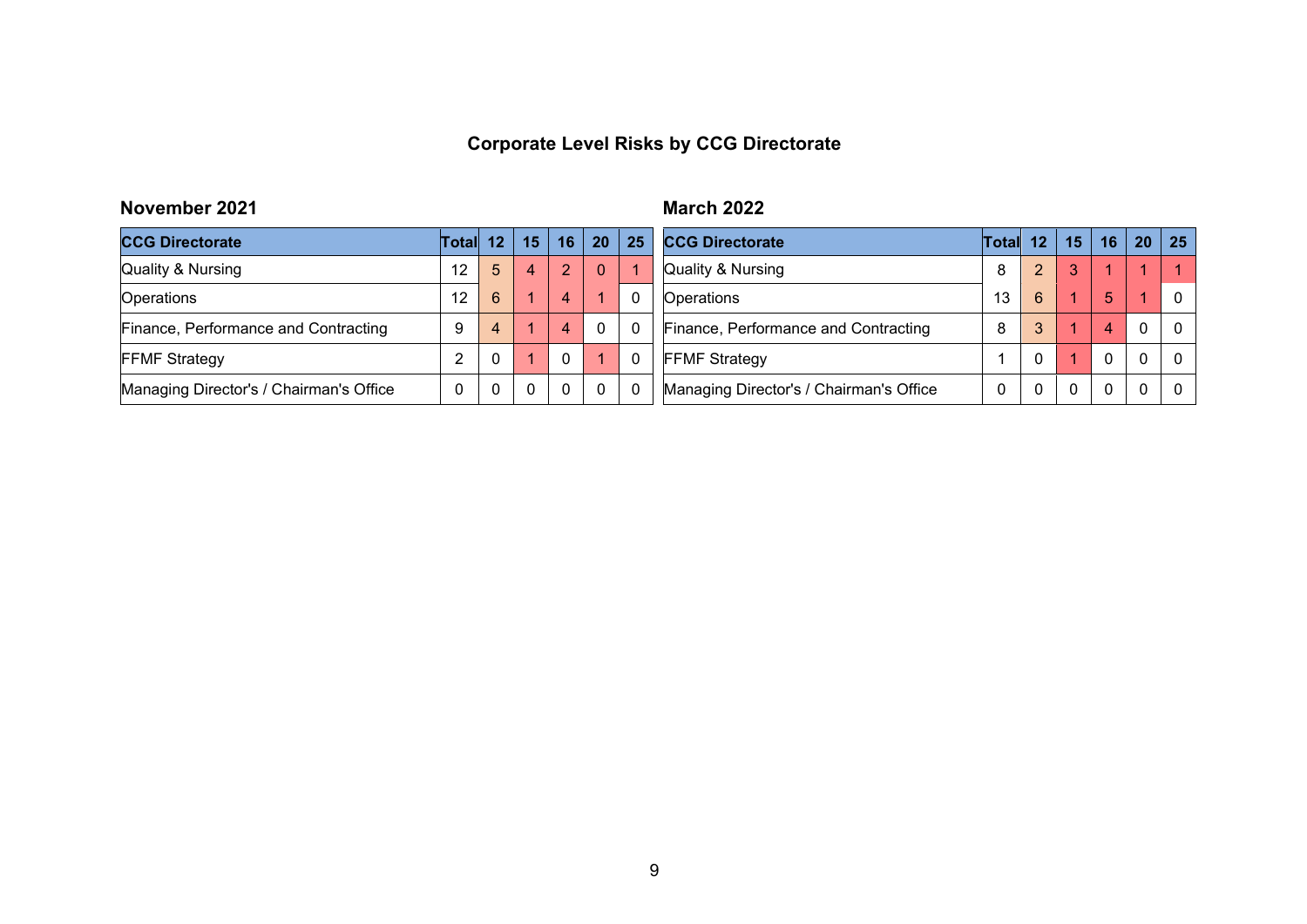# Corporate Level Risks by CCG Directorate

## November 2021

| CCG Directorate | Total | 12 | 15 | 16 | 20 | 25 |
|---|---|---|---|---|---|---|
| Quality & Nursing | 12 | 5 | 4 | 2 | 0 | 1 |
| Operations | 12 | 6 | 1 | 4 | 1 | 0 |
| Finance, Performance and Contracting | 9 | 4 | 1 | 4 | 0 | 0 |
| FFMF Strategy | 2 | 0 | 1 | 0 | 1 | 0 |
| Managing Director's / Chairman's Office | 0 | 0 | 0 | 0 | 0 | 0 |

## March 2022

| CCG Directorate | Total | 12 | 15 | 16 | 20 | 25 |
|---|---|---|---|---|---|---|
| Quality & Nursing | 8 | 2 | 3 | 1 | 1 | 1 |
| Operations | 13 | 6 | 1 | 5 | 1 | 0 |
| Finance, Performance and Contracting | 8 | 3 | 1 | 4 | 0 | 0 |
| FFMF Strategy | 1 | 0 | 1 | 0 | 0 | 0 |
| Managing Director's / Chairman's Office | 0 | 0 | 0 | 0 | 0 | 0 |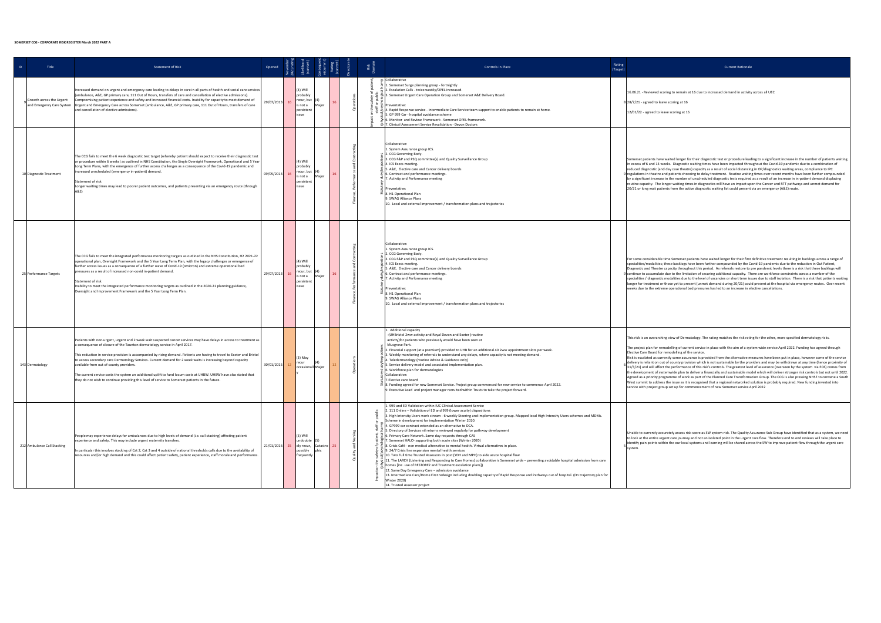**SOMERSET CCG - CORPORATE RISK REGISTER March 2022 PART A**

| ID | Title | Statement of Risk | Opened | November 2021 rating | Likelihood (current) | Consequence (current) | Rating (current) | Directorate | Risk Domain | Controls in Place | Rating (Target) | Current Rationale |
|---|---|---|---|---|---|---|---|---|---|---|---|---|
| 9 | Growth across the Urgent and Emergency Care System | Increased demand on urgent and emergency care leading to delays in care in all parts of health and social care services (ambulance, A&E, GP primary care, 111 Out of Hours, transfers of care and cancellation of elective admissions). Compromising patient experience and safety and increased financial costs. Inability for capacity to meet demand of Urgent and Emergency Care across Somerset (ambulance, A&E, GP primary care, 111 Out of Hours, transfers of care and cancellation of elective admissions). | 29/07/2013 | 16 | (4) Will probably recur, but is not a persistent issue | (4) Major | 16 | Operations | Impact on the safety of patient, staff or public (physical/psychological harm) | Collaborative<br>1. Somerset Surge planning group - fortnightly<br>2. Escalation Calls - twice weekly/OPEL increased.<br>3. Somerset Urgent Care Operation Group and Somerset A&E Delivery Board.<br><br>Preventative:<br>4. Rapid Response service - Intermediate Care Service team support to enable patients to remain at home.<br>5. GP 999 Car - hospital avoidance scheme<br>6. Monitor and Review Framework - Somerset OPEL framework.<br>7. Clinical Assessment Service Revalidation - Devon Doctors | 8 | 16.06.21 - Reviewed scoring to remain at 16 due to increased demand in activity across all UEC<br><br>28/7/21 - agreed to leave scoring at 16<br><br>12/01/22 - agreed to leave scoring at 16 |
| 10 | Diagnostic Treatment | The CCG fails to meet the 6 week diagnostic test target (whereby patient should expect to receive their diagnostic test or procedure within 6 weeks) as outlined in NHS Constitution, the Single Oversight Framework, Operational and 5 Year Long Term Plans, with the emergence of further access challenges as a consequence of the Covid-19 pandemic and increased unscheduled (emergency in-patient) demand.<br><br>Statement of risk<br>Longer waiting times may lead to poorer patient outcomes, and patients presenting via an emergency route (through A&E) | 09/05/2013 | 16 | (4) Will probably recur, but is not a persistent issue | (4) Major | 16 | Finance, Performance and Contracting | Statutory duty/inspections | Collaborative:<br>1. System Assurance group ICS.<br>2. CCG Governing Body.<br>3. CCG F&P and PSQ committee(s) and Quality Surveillance Group<br>4. ICS Execs meeting.<br>5. A&E, Elective care and Cancer delivery boards<br>6. Contract and performance meetings.<br>7. Activity and Performance meeting<br><br>Preventative:<br>8. H1 Operational Plan<br>9. SWAG Alliance Plans<br>10. Local and external improvement / transformation plans and trajectories | 9 | Somerset patients have waited longer for their diagnostic test or procedure leading to a significant increase in the number of patients waiting in excess of 6 and 13 weeks. Diagnostic waiting times have been impacted throughout the Covid-19 pandemic due to a combination of reduced diagnostic (and day case theatre) capacity as a result of social distancing in DP/diagnostics waiting areas, compliance to IPC regulations in theatre and patients choosing to delay treatment. Routine waiting times over recent months have been further compounded by a significant increase in the number of unscheduled diagnostic tests required as a result of an increase in in-patient demand displacing routine capacity. The longer waiting times in diagnostics will have an impact upon the Cancer and RTT pathways and unmet demand for 20/21 or long wait patients from the active diagnostic waiting list could present via an emergency (A&E) route. |
| 25 | Performance Targets | The CCG fails to meet the integrated performance monitoring targets as outlined in the NHS Constitution, H2 2021-22 operational plan, Oversight Framework and the 5 Year Long Term Plan, with the legacy challenges or emergence of further access issues as a consequence of a further wave of Covid-19 (omicron) and extreme operational bed pressures as a result of increased non-covid in-patient demand.<br><br>Statement of risk<br>Inability to meet the integrated performance monitoring targets as outlined in the 2020-21 planning guidance, Oversight and Improvement Framework and the 5 Year Long Term Plan. | 29/07/2013 | 16 | (4) Will probably recur, but is not a persistent issue | (4) Major | 16 | Finance, Performance and Contracting | Statutory duty/inspections | Collaborative:<br>1. System Assurance group ICS.<br>2. CCG Governing Body.<br>3. CCG F&P and PSQ committee(s) and Quality Surveillance Group<br>4. ICS Execs meeting.<br>5. A&E, Elective care and Cancer delivery boards<br>6. Contract and performance meetings.<br>7. Activity and Performance meeting<br><br>Preventative:<br>8. H1 Operational Plan<br>9. SWAG Alliance Plans<br>10. Local and external improvement / transformation plans and trajectories | 9 | For some considerable time Somerset patients have waited longer for their first definitive treatment resulting in backlogs across a range of specialties/modalities; these backlogs have been further compounded by the Covid-19 pandemic due to the reduction in Out Patient, Diagnostic and Theatre capacity throughout this period. As referrals restore to pre pandemic levels there is a risk that these backlogs will continue to accumulate due to the limitation of securing additional capacity. There are workforce constraints across a number of the specialties / diagnostic modalities due to the level of vacancies or short term issues due to staff isolation. There is a risk that patients waiting longer for treatment or those yet to present (unmet demand during 20/21) could present at the hospital via emergency routes. Over recent weeks due to the extreme operational bed pressures has led to an increase in elective cancellations. |
| 143 | Dermatology | Patients with non-urgent, urgent and 2 week wait suspected cancer services may have delays in access to treatment as a consequence of closure of the Taunton dermatology service in April 2017.<br><br>This reduction in service provision is accompanied by rising demand. Patients are having to travel to Exeter and Bristol to access secondary care Dermatology Services. Current demand for 2 week waits is increasing beyond capacity available from out of county providers.<br><br>The current service costs the system an additional uplift to fund locum costs at UHBW. UHBW have also stated that they do not wish to continue providing this level of service to Somerset patients in the future. | 30/01/2015 | 12 | (3) May recur occasionally | (4) Major | 12 | Operations | Statutory duty/inspections | 1. Additional capacity<br>-(UHBristol 2ww activity and Royal Devon and Exeter (routine activity)for patients who previously would have been seen at Musgrove Park.<br>2. Financial support (at a premium) provided to UHB for an additional 40 2ww appointment slots per week.<br>3. Weekly monitoring of referrals to understand any delays, where capacity is not meeting demand.<br>4. Teledermatology (routine Advice & Guidance only)<br>5. Service delivery model and associated implementation plan.<br>6. Workforce plan for dermatologists<br>Collaborative:<br>7.Elective care board<br>8. Funding agreed for new Somerset Service. Project group commenced for new service to commence April 2022.<br>9. Executive Lead and project manager recruited within Trusts to take the project forward. | 6 | This risk is an overarching view of Dermatology. The rating matches the risk rating for the other, more specified dermatology risks.<br><br>The project plan for remodelling of current service in place with the aim of a system wide service April 2022. Funding has agreed through Elective Care Board for remodelling of the service.<br>Risk is escalated as currently some assurance is provided from the alternative measures have been put in place, however some of the service delivery is reliant on out of county provision which is not sustainable by the providers and may be withdrawn at any time (hence proximity of 31/3/21) and will affect the performance of this risk's controls. The greatest level of assurance (overseen by the system via ECB) comes from the development of systemwide plan to deliver a financially and sustainable model which will deliver stronger risk controls but not until 2022. Agreed as a priority programme of work as part of the Planned Care Transformation Group. The CCG is also pressing NHSE to convene a South West summit to address the issue as it is recognised that a regional networked solution is probably required. New funding invested into service with project group set up for commencement of new Somerset service April 2022 |
| 212 | Ambulance Call Stacking | People may experience delays for ambulances due to high levels of demand (i.e. call stacking) affecting patient experience and safety. This may include urgent maternity transfers.<br><br>In particular this involves stacking of Cat 2, Cat 3 and 4 outside of national thresholds calls due to the availability of resources and/or high demand and this could affect patient safety, patient experience, staff morale and performance. | 21/01/2016 | 25 | (5) Will undoubtedly recur, possibly frequently | (5) Catastrophic | 25 | Quality and Nursing | Impact on the safety of patient, staff or public (physical/psychological harm) | 1. 999 and ED Validation within IUC Clinical Assessment Service<br>2. 111 Online – Validation of ED and 999 (lower acuity) dispositions<br>3. High Intensity Users work stream - 6 weekly Steering and implementation group. Mapped local High Intensity Users schemes and MDMs. Scheme in development for implementation Winter 2020.<br>4. GP999 car contract extended as an alternative to DCA.<br>5. Directory of Services nil returns reviewed regularly for pathway development<br>6. Primary Care Network. Same day requests through CAS<br>7. Somerset HALO- supporting both acute sites (Winter 2020)<br>8. Crisis Café - non medical alternative to mental health. Virtual alternatives in place.<br>9. 24/7 Crisis line expansion mental health services<br>10. Two Full time Trusted Assessors in post (YDH and MPH) to aide acute hospital flow<br>11. The LARCH (Listening and Responding to Care Homes) collaborative is Somerset wide – preventing avoidable hospital admission from care homes (inc. use of RESTORE2 and Treatment escalation plans))<br>12. Same Day Emergency Care – admission avoidance<br>13. Intermediate Care/Home First redesign including doubling capacity of Rapid Response and Pathways out of hospital. (On trajectory plan for Winter 2020)<br>14. Trusted Assessor project | 5 | Unable to currently accurately assess risk score as SW system risk. The Quality Assurance Sub Group have identified that as a system, we need to look at the entire urgent care journey and not an isolated point in the urgent care flow. Therefore end to end reviews will take place to identify pain points within the our local systems and learning will be shared across the SW to improve patient flow through the urgent care system. |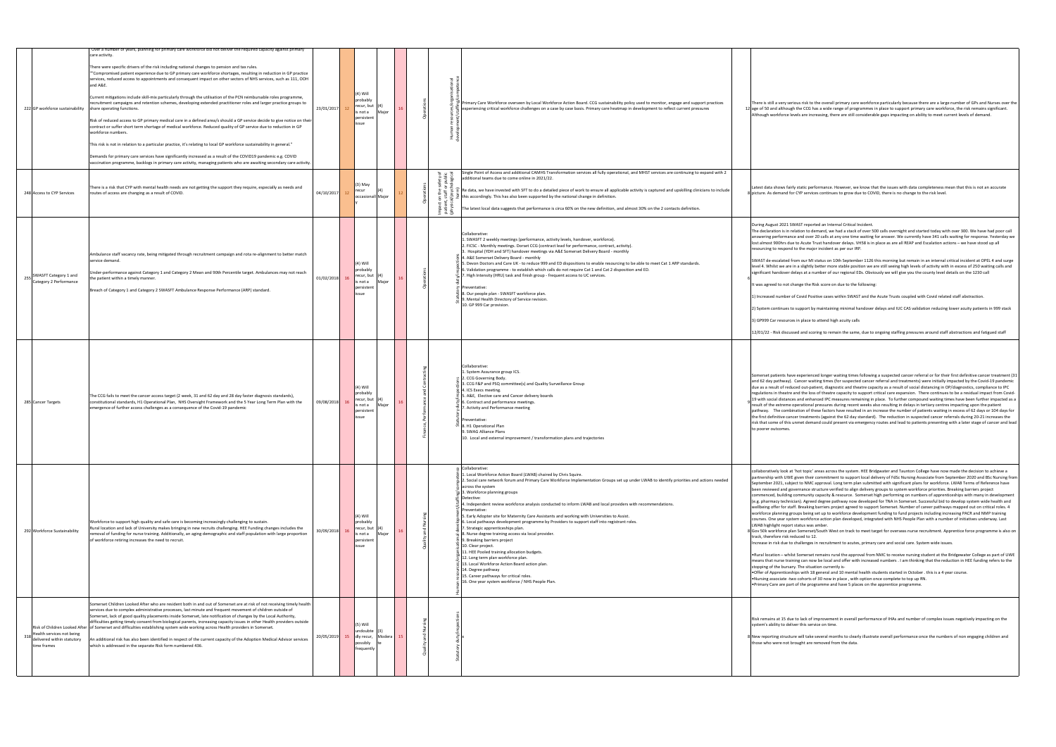| 222 | GP workforce sustainability | Over a number of years, planning for primary care workforce did not deliver the required capacity against primary care activity.<br><br>There were specific drivers of the risk including national changes to pension and tax rules.<br>"Compromised patient experience due to GP primary care workforce shortages, resulting in reduction in GP practice services, reduced access to appointments and consequent impact on other sectors of NHS services, such as 111, OOH and A&E.<br><br>Current mitigations include skill-mix particularly through the utilisation of the PCN reimbursable roles programme, recruitment campaigns and retention schemes, developing extended practitioner roles and larger practice groups to share operating functions.<br><br>Risk of reduced access to GP primary medical care in a defined area/s should a GP service decide to give notice on their contract or suffer short term shortage of medical workforce. Reduced quality of GP service due to reduction in GP workforce numbers.<br><br>This risk is not in relation to a particular practice, it's relating to local GP workforce sustainability in general."<br><br>Demands for primary care services have significantly increased as a result of the COVID19 pandemic e.g. COVID vaccination programme, backlogs in primary care activity, managing patients who are awaiting secondary care activity. | 23/01/2017 | 12 | (4) Will probably recur, but is not a persistent issue | (4) Major | 16 | Operations | Human resources/organisational development/staffing/competence | Primary Care Workforce overseen by Local Workforce Action Board. CCG sustainability policy used to monitor, engage and support practices experiencing critical workforce challenges on a case by case basis. Primary care heatmap in development to reflect current pressures | | 12 | There is still a very serious risk to the overall primary care workforce particularly because there are a large number of GPs and Nurses over the age of 50 and although the CCG has a wide range of programmes in place to support primary care workforce, the risk remains significant. Although workforce levels are increasing, there are still considerable gaps impacting on ability to meet current levels of demand. |
|---|---|---|---|---|---|---|---|---|---|---|---|---|---|
| 248 | Access to CYP Services | There is a risk that CYP with mental health needs are not getting the support they require, especially as needs and routes of access are changing as a result of COVID. | 04/10/2017 | 12 | (3) May recur occasionally | (4) Major | 12 | Operations | Impact on the safety of patients, staff or public (physical/psychological harm) | Single Point of Access and additional CAMHS Transformation services all fully operational, and MHST services are continuing to expand with 2 additional teams due to come online in 2021/22.<br><br>Re data, we have invested with SFT to do a detailed piece of work to ensure all applicable activity is captured and upskilling clinicians to include this accordingly. This has also been supported by the national change in definition.<br><br>The latest local data suggests that performance is circa 60% on the new definition, and almost 30% on the 2 contacts definition. | | 8 | Latest data shows fairly static performance. However, we know that the issues with data completeness mean that this is not an accurate picture. As demand for CYP services continues to grow due to COVID, there is no change to the risk level. |
| 255 | SWASFT Category 1 and Category 2 Performance | Ambulance staff vacancy rate, being mitigated through recruitment campaign and rota re-alignment to better match service demand.<br><br>Under-performance against Category 1 and Category 2 Mean and 90th Percentile target. Ambulances may not reach the patient within a timely manner.<br><br>Breach of Category 1 and Category 2 SWASFT Ambulance Response Performance (ARP) standard. | 01/02/2018 | 16 | (4) Will probably recur, but is not a persistent issue | (4) Major | 16 | Operations | Statutory duty/inspections | Collaborative:<br>1. SWASFT 2 weekly meetings (performance, activity levels, handover, workforce).<br>2. FICSC - Monthly meetings. Dorset CCG (contract lead for performance, contract, activity).<br>3. Hospital (YDH and SFT) handover meetings via A&E Somerset Delivery Board - monthly<br>4. A&E Somerset Delivery Board - monthly<br>5. Devon Doctors and Care UK - to reduce 999 and ED dispositions to enable resourcing to be able to meet Cat 1 ARP standards.<br>6. Validation programme - to establish which calls do not require Cat 1 and Cat 2 disposition and ED.<br>7. High Intensity (HIU) task and finish group - frequent access to UC services.<br><br>Preventative:<br>8. Our people plan - SWASFT workforce plan.<br>9. Mental Health Directory of Service revision.<br>10. GP 999 Car provision. | | 6 | During August 2021 SWAST reported an Internal Critical Incident.<br>The declaration is in relation to demand, we had a stack of over 500 calls overnight and started today with over 300. We have had poor call answering performance and over 20 calls at any one time waiting for answer. We currently have 341 calls waiting for response. Yesterday we lost almost 900hrs due to Acute Trust handover delays. VHSB is in place as are all REAP and Escalation actions – we have stood up all resourcing to respond to the major incident as per our IRP.<br><br>SWAST de-escalated from our MI status on 10th September 1126 this morning but remain in an internal critical incident at OPEL 4 and surge level 4. Whilst we are in a slightly better more stable position we are still seeing high levels of activity with in excess of 250 waiting calls and significant handover delays at a number of our regional EDs. Obviously we will give you the county level details on the 1230 call<br><br>It was agreed to not change the Risk score on due to the following:<br><br>1) Increased number of Covid Positive cases within SWAST and the Acute Trusts coupled with Covid related staff abstraction.<br><br>2) System continues to support by maintaining minimal handover delays and IUC CAS validation reducing lower acuity patients in 999 stack<br><br>3) GP999 Car resources in place to attend high acuity calls<br><br>12/01/22 - Risk discussed and scoring to remain the same, due to ongoing staffing pressures around staff abstractions and fatigued staff |
| 285 | Cancer Targets | The CCG fails to meet the cancer access target (2 week, 31 and 62 day and 28 day faster diagnosis standards), constitutional standards, H1 Operational Plan, NHS Oversight Framework and the 5 Year Long Term Plan with the emergence of further access challenges as a consequence of the Covid-19 pandemic | 09/08/2018 | 16 | (4) Will probably recur, but is not a persistent issue | (4) Major | 16 | Finance, Performance and Contracting | Statutory duty/inspections | Collaborative:<br>1. System Assurance group ICS.<br>2. CCG Governing Body.<br>3. CCG F&P and PSQ committee(s) and Quality Surveillance Group<br>4. ICS Execs meeting.<br>5. A&E, Elective care and Cancer delivery boards<br>6. Contract and performance meetings.<br>7. Activity and Performance meeting<br><br>Preventative:<br>8. H1 Operational Plan<br>9. SWAG Alliance Plans<br>10. Local and external improvement / transformation plans and trajectories | | 9 | Somerset patients have experienced longer waiting times following a suspected cancer referral or for their first definitive cancer treatment (31 and 62 day pathways). Cancer waiting times (for suspected cancer referral and treatments) were initially impacted by the Covid-19 pandemic due as a result of reduced out-patient, diagnostic and theatre capacity as a result of social distancing in OP/diagnostics, compliance to IPC regulations in theatre and the loss of theatre capacity to support critical care expansion. There continues to be a residual impact from Covid-19 with social distances and enhanced IPC measures remaining in place. To further compound waiting times have been further impacted as a result of the extreme operational pressures during recent weeks also resulting in delays in tertiary centres impacting upon the patient pathway. The combination of these factors have resulted in an increase the number of patients waiting in excess of 62 days or 104 days for the first definitive cancer treatments (against the 62 day standard). The reduction in suspected cancer referrals during 20-21 increases the risk that some of this unmet demand could present via emergency routes and lead to patients presenting with a later stage of cancer and lead to poorer outcomes. |
| 292 | Workforce Sustainability | Workforce to support high quality and safe care is becoming increasingly challenging to sustain.<br>Rural location and lack of University makes bringing in new recruits challenging. HEE Funding changes includes the removal of funding for nurse training. Additionally, an aging demographic and staff population with large proportion of workforce retiring increases the need to recruit. | 30/09/2018 | 16 | (4) Will probably recur, but is not a persistent issue | (4) Major | 16 | Quality and Nursing | Human resources/organisational development/staffing/competence | Collaborative:<br>1. Local Workforce Action Board (LWAB) chaired by Chris Squire.<br>2. Social care network forum and Primary Care Workforce Implementation Groups set up under LWAB to identify priorities and actions needed across the system<br>3. Workforce planning groups<br>Detective:<br>4. Independent review workforce analysis conducted to inform LWAB and local providers with recommendations.<br>Preventative:<br>5. Early Adopter site for Maternity Care Assistants and working with Universities to Assist.<br>6. Local pathways development programme by Providers to support staff into registrant roles.<br>7. Strategic apprenticeships plan.<br>8. Nurse degree training access via local provider.<br>9. Breaking barriers project<br>10. Clear project.<br>11. HEE Pooled training allocation budgets.<br>12. Long term plan workforce plan.<br>13. Local Workforce Action Board action plan.<br>14. Degree pathway<br>15. Career pathways for critical roles.<br>16. One year system workforce / NHS People Plan. | | 8 | collaboratively look at 'hot topic' areas across the system. HEE Bridgwater and Taunton College have now made the decision to achieve a partnership with UWE given their commitment to support local delivery of FdSc Nursing Associate from September 2020 and BSc Nursing from September 2021, subject to NMC approval. Long term plan submitted with significant plans for workforce. LWAB Terms of Reference have been reviewed and governance structure verified to align delivery groups to system workforce priorities. Breaking barriers project commenced, building community capacity & resource. Somerset high performing on numbers of apprenticeships with many in development (e.g. pharmacy technician). Agreed degree pathway now developed for TNA in Somerset. Successful bid to develop system wide health and wellbeing offer for staff. Breaking barriers project agreed to support Somerset. Number of career pathways mapped out on critical roles. 4 workforce planning groups being set up to develop workforce funding to fund projects including increasing PACR and NMP training courses. One year system workforce action plan developed, integrated with NHS People Plan with a number of initiatives underway. Last LWAB highlight report status was amber.<br>Gov 50k workforce plan Somerset/South West on track to meet target for overseas nurse recruitment. Apprentice force programme is also on track, therefore risk reduced to 12.<br>Increase in risk due to challenges in recruitment to acutes, primary care and social care. System wide issues.<br><br>•Rural location – whilst Somerset remains rural the approval from NMC to receive nursing student at the Bridgewater College as part of UWE means that nurse training can now be local and offer with increased numbers . I am thinking that the reduction in HEE funding refers to the stopping of the bursary. The situation currently is-<br>•Offer of Apprenticeships with 18 general and 10 mental health students started in October . this is a 4 year course.<br>•Nursing associate -two cohorts of 30 now in place , with option once complete to top up RN.<br>•Primary Care are part of the programme and have 5 places on the apprentice programme. |
| 318 | Risk of Children Looked After Health services not being delivered within statutory time frames | Somerset Children Looked After who are resident both in and out of Somerset are at risk of not receiving timely health services due to complex administrative processes, last minute and frequent movement of children outside of Somerset, lack of good quality placements inside Somerset, late notification of changes by the Local Authority, difficulties getting timely consent from biological parents, increasing capacity issues in other Health providers outside of Somerset and difficulties establishing system wide working across Health providers in Somerset.<br><br>An additional risk has also been identified in respect of the current capacity of the Adoption Medical Advisor services which is addressed in the separate Risk form numbered 436. | 20/05/2019 | 15 | (5) Will undoubtedly recur, possibly frequently | (3) Moderate | 15 | Quality and Nursing | Statutory duty/inspections | x | | 8 | Risk remains at 15 due to lack of improvement in overall performance of IHAs and number of complex issues negatively impacting on the system's ability to deliver this service on time.<br><br>New reporting structure will take several months to clearly illustrate overall performance once the numbers of non engaging children and those who were not brought are removed from the data. |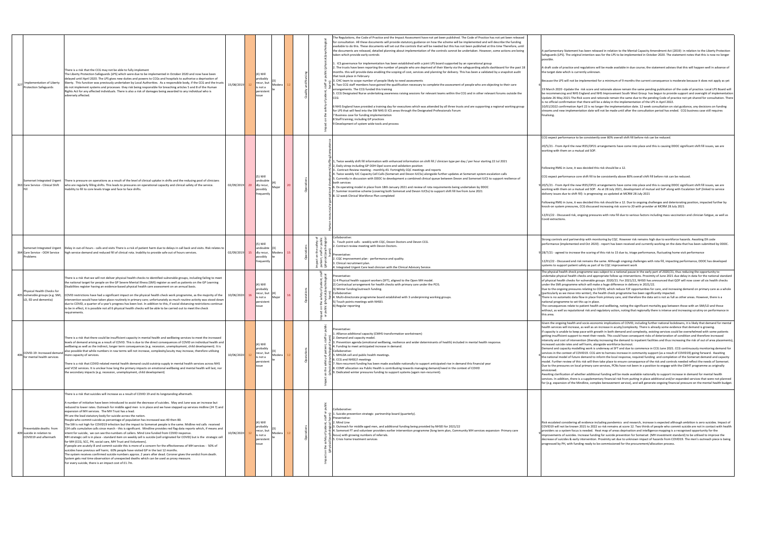| | | | | | | | | | | | | |
|---|---|---|---|---|---|---|---|---|---|---|---|---|
| 327 | Implementation of Liberty Protection Safeguards | There is a risk that the CCG may not be able to fully implement<br>The Liberty Protection Safeguards (LPS) which were due to be implemented in October 2020 and now have been delayed until April 2020. The LPS gives new duties and powers to CCGs and hospitals to authorise a deprivation of liberty. This function was previously undertaken by Local Authorities. As a responsible body, if the CCG and the trusts do not implement systems and processes they risk being responsible for breaching articles 5 and 8 of the Human Rights Act for any affected individuals. There is also a risk of damages being awarded to any individual who is adversely affected. | 15/08/2019 | 12 | (4) Will probably recur, but is not a persistent issue | (3) Moderate | 12 | Quality and Nursing | Impact on the safety of patient, staff or public (physical/psychological harm) | The Regulations, the Code of Practice and the Impact Assessment have not yet been published. The Code of Practice has not yet been released for consultation. All these documents will provide statutory guidance on how the scheme will be implemented and will describe the funding available to do this. These documents will set out the controls that will be needed but this has not been published at this time Therefore, until the documents are released, detailed planning about implementation of the controls cannot be undertaken. However, some actions are being taken which provide early controls<br><br>1. ICS governance for implementation has been established with a joint LPS board supported by an operational group<br>2. The trusts have been reporting the number of people who are deprived of their liberty via the safeguarding adults dashboard for the past 18 months. this will provide data enabling the scoping of cost, services and planning for delivery. This has been a validated by a snapshot audit that took place in February<br>3. CHC team to scope number of people likely to need assessments<br>4. Two CCG staff members have gained the qualification necessary to complete the assessment of people who are objecting to their care arrangements. The CCG funded this training<br>5. CCG Designated Nurse undertaking awareness raising sessions for relevant teams within the CCG and in other relevant forums outside the CCG<br><br>6 NHS England have provided a training day for executives which was attended by all three trusts and are supporting a regional working group for LPS that will feed into the SW NHS EI ICS areas through the Designated Professionals Forum<br>7 Business case for funding implementation<br>8 Staff training; including GP practices<br>9 Development of system wide tools and process | | 6 | A parliamentary Statement has been released in relation to the Mental Capacity Amendment Act (2019) in relation to the Liberty Protection Safeguards (LPS). The original intention was for the LPS to be implemented in October 2020. The statement notes that this is now no longer possible.<br><br>A draft code of practice and regulations will be made available in due course; the statement advises that this will happen well in advance of the target date which is currently unknown.<br><br>Because the LPS will not be implemented for a minimum of 9 months the current consequence is moderate because it does not apply as yet<br><br>19 March 2020 -Update the risk score and rationale above remain the same pending publication of the code of practice. Local LPS Board will be recommencing and NHS England and NHS Improvement South West Group has begun to provide support and oversight of implementation Update 26 May 2021-The Risk score and rationale remain the same due to the pending Code of practice not yet shared for consultation. There is no official confirmation that there will be a delay in the implementation of the LPS in April 2022.<br>10/01/2022 confirmation April 22 is no longer the implementation date. 12 week consultation on stat guidance, any decisions on funding streams and new implementation date will not be made until after the consultation period has ended. CCG business case still requires finalising. |
| 363 | Somerset Integrated Urgent Care Service - Clinical Shift Fill | There is pressure on operations as a result of the level of clinical uptake in shifts and the reducing pool of clinicians who are regularly filling shifts. This leads to pressures on operational capacity and clinical safety of the service. Inability to fill to core levels triage and face to face shifts. | 02/09/2019 | 20 | (5) Will undoubtedly recur, possibly frequently | (4) Major | 20 | Operations | Human resources/organisational development/staffing/competence | 1. Twice weekly shift fill information with enhanced information on shift fill / clinician type per day / per hour starting 22 Jul 2021<br>2. Daily sitrep including GP OOH Opel score and validation position<br>3. Contract Review meeting - monthly.43. Fortnightly CQC meetings and reports<br>4. Twice weekly IUC Capacity Cell Calls (Somerset and Devon IUCSs) alongside further updates at Somerset system escalation calls<br>5. Currently in discussion with DDOC to development a combined clinical queue between Devon and Somerset IUCS to support resilience of both services<br>6. Do operating model in place from 18th January 2021 and review of rota requirements being undertaken by DDOC<br>7. Summer incentive scheme (covering both Somerset and Devon IUCSs) to support shift fill live from June 2021<br>8. 12 week Clinical Workforce Plan completed | | 9 | CCG expect performance to be consistently over 80% overall shift fill before risk can be reduced.<br><br>20/5/21 - From April the new IR35/DP21 arrangements have come into place and this is causing DDOC significant shift fill issues, we are working with them on a mutual aid SOP.<br><br>Following RMG in June, it was decided this risk should be a 12.<br><br>CCG expect performance core shift fill to be consistently above 80% overall shift fill before risk can be reduced.<br><br>20/5/21 - From April the new IR35/DP21 arrangements have come into place and this is causing DDOC significant shift fill issues, we are working with them on a mutual aid SOP. As at 28 July 2021, development of mutual aid SoP along with Escalation SoP (linked to service delivery issues due to shift fill) is progressing: as updated at MCRM 28 July 2021<br><br>Following RMG in June, it was decided this risk should be a 12. Due to ongoing challenges and deteriorating position, impacted further by knock-on system pressures, CCG discussed increasing risk score to 20 with provider at MCRM 28 July 2021<br><br>12/01/22 - Discussed risk, ongoing pressures with rota fill due to various factors including mass vaccination and clinician fatigue, as well as Covid extractions. |
| 364 | Somerset Integrated Urgent Care Service - OOH Service Problems | Delay in out-of-hours - calls and visits There is a risk of patient harm due to delays in call back and visits. Risk relates to high service demand and reduced fill of clinical rota. Inability to provide safe out of hours services. | 02/09/2019 | 15 | (5) Will undoubtedly recur, possibly frequently | (3) Moderate | 15 | Operations | Impact on the safety of patient, staff or public (physical/psychological harm) | Collaborative:<br>1. Touch point calls - weekly with CQC, Devon Doctors and Devon CCG.<br>2. Contract review meeting with Devon Doctors.<br><br>Preventative:<br>2. CQC improvement plan - performance and quality.<br>3. Clinical recruitment plan.<br>4. Integrated Urgent Care lead clinician with the Clinical Advisory Service. | | 9 | Strong controls and partnership with monitoring by CQC. However risk remains high due to workforce hazards. Awaiting DX code performance (implemented end Oct 2020) - report has been received and currently working on the data that has been submitted by DDOC.<br><br>28/7/21 - agreed to increase the scoring of this risk to 15 due to, triage performance, fluctuating home visit performance<br><br>12/01/22 - Discussed and risk remains the same. Although ongoing challenges with rota fill, impacting performance, DDOC has developed systems to support patient safety as part of its CQC improvement work |
| 405 | Physical Health Checks for vulnerable groups (e.g. SMI, LD, ED and dementia) | There is a risk that we will not deliver physical health checks to identified vulnerable groups, including failing to meet the national target for people on the GP Severe Mental Illness (SMI) register as well as patients on the GP Learning Disabilities register having an evidence-based physical health care assessment on an annual basis.<br><br>COVID restrictions have had a significant impact on the physical health check work programme, as the majority of the intervention would have taken place routinely in primary care; unfortunately as much routine activity was stood down due to COVID, a quarter of a year's progress has been lost. In addition to this, if social distancing restrictions continue to be in effect, it is possible not all 6 physical health checks will be able to be carried out to meet the check requirements. | 10/06/2020 | 16 | (4) Will probably recur, but is not a persistent issue | (4) Major | 16 | Operations | Impact on the safety of patient, staff or public (physical/psychological harm) | Preventative:<br>1) 4 Physical health support workers (SFT), aligned to the Open MH model.<br>2) Contractual arrangement for health checks with primary care under the PCIS.<br>3) Winter funding/outreach funding.<br>Collaborative:<br>4. Multi-directorate programme board established with 3 underpinning working groups.<br>5) Touch points meetings with NHSEI.<br>6) Regular reporting | | 6 | The physical health check programme was subject to a national pause in the early part of 2020/21, thus reducing the opportunity to undertake physical health checks and appropriate follow up interventions. Proximity of June 2021 due delay in data for the national standard of physical health checks for vulnerable groups 2020/21. For 2021/22, NHSEI has announced that QOF will now cover all six health checks under the SMI programme which will make a huge difference in delivery in 2021/22.<br>Due to the ongoing pressures relating to COVID, which reduce F2F opportunities for care, and increasing demand on primary care as a whole (particularly as we move into winter), the health check programme has been significantly impacted.<br>There is no automatic data flow in place from primary care, and therefore the data set is not as full as other areas. However, there is a national programme to set this up in place.<br>The consequences relate to patient health and wellbeing, noting the significant mortality gap between those with an SMI/LD and those without, as well as reputational risk and regulatory action, noting that regionally there is intense and increasing scrutiny on performance in this area. |
| 406 | COVID-19: Increased demand for mental health services | There is a risk that there could be insufficient capacity in mental health and wellbeing services to meet the increased levels of demand arising as a result of COVID. This is due to the direct consequences of COVID on individual health and wellbeing as well as the indirect, longer term consequences (e.g. recession, unemployment, child development). It is also possible that while numbers in raw terms will not increase, complexity/acuity may increase, therefore utilising more capacity of services.<br><br>There is a risk that COVID-related mental health demand could outstrip supply in mental health services across NHS and VCSE services. It is unclear how long the primary impacts on emotional wellbeing and mental health will last, nor the secondary impacts (e.g. recession, unemployment, child development) | 10/06/2020 | 12 | (4) Will probably recur, but is not a persistent issue | (3) Moderate | 12 | Operations | Impact on the safety of patient, staff or public (physical/psychological harm) | Preventative:<br>1. Alliance additional capacity (CMHS transformation workstream)<br>2. Demand and capacity model.<br>3. Prevention agenda (emotional wellbeing, resilience and wider determinants of health) included in mental health response.<br>4. Funding to meet anticipated increase in demand.<br>Collaborative:<br>5. MHLDA cell and public health meetings.<br>6. CCG and NHSE/I meetings<br>7. Non-recurrent funding has been made available nationally to support anticipated rise in demand this financial year<br>8. COMF allocation via Public Health is contributing towards managing demand/need in the context of COVID<br>9. Dedicated winter pressures funding to support systems (again non-recurrent). | | 6 | Given the ongoing health and socio-economic implications of COVID, including further national lockdowns, it is likely that demand for mental health services will increase, as well as an increase in acuity/complexity. There is already some evidence that demand is growing.<br>If capacity is unable to keep pace with growth in both demand and complexity, existing services could be overwhelmed with some patients getting insufficient support to meet their needs. This could have consequent risks of deterioration of condition and therefore increased intensity and cost of intervention (thereby increasing the demand to inpatient facilities and thus increasing the risk of out of area placements), increased suicide rates and self harm, alongside workforce burnout.<br>Demand and capacity modelling work is underway at SFT and due to commence in CCG June 2021. CCG continuously monitoring demand for services in the context of COVID19. CCG aim to harness increase in community support (as a result of COVID19) going forward. Awaiting the national model of future demand to inform the local response, required funding and completion of the Somerset demand and capacity model. Further review of this risk will then take place to ensure consequence of the risk and controls needed reflect the needs of Somerset.<br>Due to the pressures on local primary care services, PCNs have not been in a position to engage with the CMHT programme as originally envisioned.<br>Awaiting clarification of whether additional funding will be made available nationally to support increase in demand for mental health services. In addition, there is a supplementary financial risk from putting in place additional and/or expanded services that were not planned for (e.g. expansion of the Mindline, complex bereavement service), and will generate ongoing financial pressure on the mental health budget. |
| 409 | Preventable deaths from suicide in relation to COVID19 and aftermath | There is a risk that suicides will increase as a result of COVID 19 and its longstanding aftermath.<br><br>A number of initiative have been introduced to assist the decrease of suicides. May and June was an increase but reduced to lower rates. Outreach for middle aged men is in place and we have stepped up services midline (24 7) and expansion of MH services. The MH Trust has a lead.<br>PH are the lead statutory body for suicide across the nation.<br>People who commit suicide as percentage of population has increased was 40 then 80.<br>The SW is not high for COVID19 infection but the impact to Somerset people is the same. Midline red calls received 134 calls cumulative calls since march - this is significant. Mindline provides red flag data reports which, if means and intent for suicide, we can see the numbers of callers. Mind Line funded from COVID response.<br>MH strategic cell is in place - standard item on weekly cell is suicide (cell originated for COVID) but is the strategic cell for MH (CCG, SCC, PH, social care, MH Trust and Volunteers).<br>If people are acutely ill and commit suicide this is more of a concern for the effectiveness of MH services - 50% of suicides have previous self harm; 60% people have visited GP in the last 12 months.<br>The system receives confirmed suicide numbers approx. 2 years after dead. Coroner gives the verdict from death.<br>System gets real time observation of unexpected deaths which can be used as proxy measure.<br>For every suicide, there is an impact cost of £1.7m. | 10/06/2020 | 12 | (4) Will probably recur, but is not a persistent issue | (3) Moderate | 12 | Operations | Impact on the safety of patient, staff or public (physical/psychological harm) | Collaborative:<br>1. Suicide prevention strategic partnership board (quarterly).<br>Preventative:<br>2. Mind Line<br>3. Outreach for middle aged men, and additional funding being provided by NHSEI for 2021/22<br>4. Somerset FT and volunteer providers earlier intervention programme (long term plan, Community MH services expansion- Primary care focus) with growing numbers of referrals.<br>5. Crisis home treatment services | | 9 | Risk escalated considering all evidence including pandemics and research, increase is expected although ambition is zero suicides. Impact of COVID19 will not be known 2021 to 2022 so risk remains at score 12. Two thirds of people who commit suicide are not in contact with health providers so a system focus is needed. Heat map of areas deprivation and intelligence mapping is a recognised opportunity for the improvements of suicides. Increase funding for suicide prevention for Somerset (MH investment standard) to be utilised to improve the decrease of suicides & early intervention. Proximity set due to unknown impact of hazards from COVID19. The men's outreach piece is being progressed by PH, with funding ready to be commissioned for the procurement/allocation process. |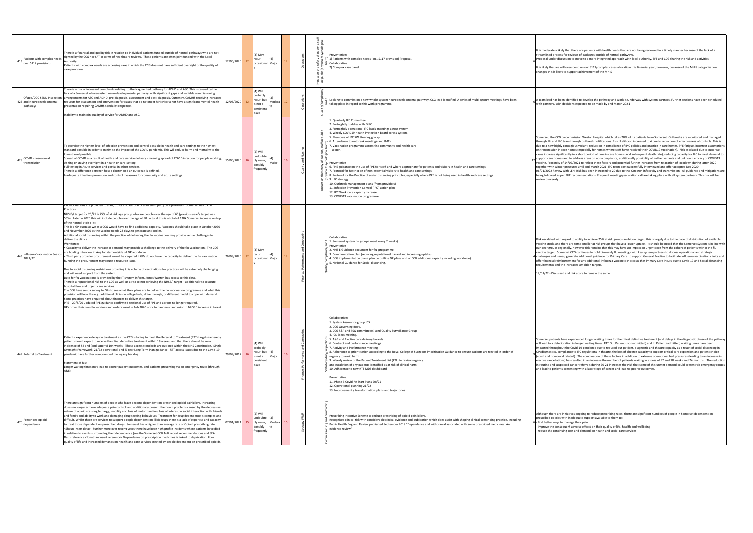| ID | Title | Description | Date | Score | Likelihood | Consequence | Score | Category | Impact | Controls | | Current position | Score |
|---|---|---|---|---|---|---|---|---|---|---|---|---|---|
| 413 | Patients with complex needs (inc. S117 provision) | There is a financial and quality risk in relation to individual patients funded outside of normal pathways who are not sighted by the CCG nor SFT in terms of healthcare reviews. These patients are often joint funded with the Local Authority. Patients with complex needs are accessing care in which the CCG does not have sufficient oversight of the quality of care provision | 12/06/2020 | 12 | (3) May recur occasionally | (4) Major | 12 | Operations | Impact on the safety of patient, staff or public (physical/psychological harm) | Preventative: 1) Patients with complex needs (inc. S117 provision) Proposal. Collaborative: 2) Complex case panel. | | It is moderately likely that there are patients with health needs that are not being reviewed in a timely manner because of the lack of a streamlined process for reviews of packages outside of normal pathways. Proposal under discussion to move to a more integrated approach with local authority, SFT and CCG sharing the risk and activities. It is likely that we will overspend on our S117/complex cases allocation this financial year; however, because of the MHIS categorisation changes this is likely to support achievement of the MHIS | 6 |
| 425 | Ofsted/CQC SEND Inspection and Neurodevelopmental pathway: | There is a risk of increased complaints relating to the fragmented pathway for ADHD and ASC. This is caused by the lack of a Somerset whole-system neurodevelopmental pathway with significant gaps and variable commissioning arrangements for ASC and ADHD: pre-diagnosis, assessment and post-diagnosis. Currently, CAMHS receiving increased requests for assessment and intervention for cases that do not meet MH criteria nor have a significant mental health presentation requiring CAMHS specialist response. Inability to maintain quality of service for ADHD and ASC. | 12/06/2020 | 12 | (4) Will probably recur, but is not a persistent issue | (3) Moderate | 12 | Operations | Quality/complaints/audit | Looking to commission a new whole system neurodevelopmental pathway. CCG lead identified. A series of multi-agency meetings have been taking place in regard to this work programme. | | A team lead has been identified to develop the pathway and work is underway with system partners. Further sessions have been scheduled with partners, with decisions expected to be made by end March 2021 | 6 |
| 428 | COVID - nosocomial transmission | To exercise the highest level of infection prevention and control possible in health and care settings to the highest standard possible in order to minimise the impact of the COVID pandemic. This will reduce harm and mortality to the lowest level possible. Spread of COVID as a result of heath and care service delivery - meaning spread of COVID infection for people working, visiting or staying overnight in a health or care setting Full testing in Acute services and partial in other services. There is a difference between how a cluster and an outbreak is defined. Inadequate infection prevention and control measures for community and acute settings. | 15/06/2020 | 16 | (5) Will undoubtedly recur, possibly frequently | (4) Major | 16 | Quality and Nursing | Impact on the safety of patient, staff or public (physical/psychological harm) | 1. Quarterly IPC Committee 2. Fortnightly huddles with DIPC 3. Fortnightly operational IPC leads meetings across system 4. Weekly COVID19 Health Protection Board across system. 5. Members of IPC SW Steering group. 6. Attendance to outbreak meetings and IMTs 7. Vaccination programme across the community and health care sector. Preventative 8. PHE guidance on the use of PPE for staff and where appropriate for patients and visitors in health and care settings. 7. Protocol for Restriction of non-essential visitors to health and care settings. 8. Protocol for the Practice of social distancing principles, especially where PPE is not being used in health and care settings. 9. IPC strategy 10. Outbreak management plans (from providers) 11. Infection Prevention Control (IPC) action plan 12. IPC Workforce capacity increase. 13. COVID19 vaccination programme. | | Somerset, the CCG co-commission Weston Hospital which takes 20% of its patients from Somerset. Outbreaks are monitored and managed through PH and IPC team through outbreak notifications. Risk likelihood increased to 4 due to reduction of effectiveness of controls. This is due to a new highly contagious variant, reduction in compliance of IPC policies and practice in care homes, PPE fatigue, incorrect assumptions on transmission in care homes (especially for homes where staff have received their COVID19 vaccination). Risk escalated due to outbreak cases increase significantly in a short period of time in care homes (and subsequent death rate), reducing capacity for IPC to meet demand to support care homes and to address areas on non-compliance; additionally possibility of further variants and unknown efficacy of COVID19 vaccine. Proximity of 14/02/2021 to reflect these factors and potential further increases from relaxation of lockdown during latter 2020 together with winter pressures until end March 2021. IPC team post successfully interviewed and offer accepted Dec 2020. 06/01/2022 Review with LEH. Risk has been increased to 20 due to the Omicron infectivity and transmission. All guidance and mitigations are being followed as per PHE recommendations. Frequent meetings/escalation call are taking place with all system partners. This risk will be review bi-weekly. | 12 |
| 441 | Influenza Vaccination Season 2021/22 | Flu vaccinations are provided to staff, Trusts and GP practices or third party care providers. Somerset has 65 GP Practices NHS E/I target for 20/21 is 75% of at risk age group who are people over the age of 65 (previous year's target was 55%). Later in 2020 this will include people over the age of 50. In total this is a total of 120k Somerset increase on top of the normal at risk list. This is a GP quota as we as a CCG would have to find additional capacity. Vaccines should take place in October 2020 and November 2020 as the vaccine needs 28 days to generate antibodies. Additional social distancing within the practice of delivering the flu vaccination may provide venue challenges to deliver the clinics. Workforce: • Capacity to deliver the increase in demand may provide a challenge to the delivery of the flu vaccination. The CCG are holding interview in Aug for staff outside of GP workforce. • Third party provider procurement would be required if GPs do not have the capacity to deliver the flu vaccination. Running the procurement may cause a resource issue. Due to social distancing restrictions providing this volume of vaccinations for practices will be extremely challenging and will need support from the system. Data for flu vaccinations is provided by the IT system Inform. James Warren has access to this data. There is a reputational risk to the CCG as well as a risk to not achieving the NHSE/I target – additional risk to acute hospital flow and urgent care services. The CCG have sent a survey to GPs to see what their plans are to deliver the flu vaccination programme and what this provision will look like e.g. additional clinics in village halls, drive through, or different model to cope with demand. Some practices have enquired about finances to deliver this target. PPE - 20/8/20 updated PPE guidance confirmed sessional use of PPE and aprons no longer required. GPs order their own flu vaccines and orders went in Feb 2020 prior to pandemic and prior to NHSE/I increase in target | 26/08/2020 | 12 | (3) May recur occasionally | (4) Major | 12 | Finance, Performance and Contracting | Quality/complaints/audit | Collaborative: 1. Somerset system flu group ( meet every 2 weeks) Preventative 2. NHS E Guidance document for flu programme. 3. Communication plan (reducing reputational hazard and increasing uptake). 4. CCG implementation plan ( plan to outline GP plans and or CCG additional capacity including workforce). 5. National Guidance for Social distancing. | | Risk escalated with regard to ability to achieve 75% at risk groups ambition target, this is largely due to the pace of distribution of available vaccine stock, and there are some smaller at risk groups that have a lower uptake. It should be noted that the Somerset System is in line with our peer groups regionally, however risk remains that this may have an impact on urgent care from the cohort of patients within the flu vaccine target. Somerset CCG continues to hold bi-weekly flu meetings with key system partners to discuss operational and strategic challenges and issues, generate additional guidance for Primary Care to support General Practice to facilitate influenza vaccination clinics and offer financial reimbursement for any additional influenza vaccine clinic costs that Primary Care incurs due to Covid 19 and Social distancing requirements and the increased ambition targets. 12/01/22 - Discussed and risk score to remain the same | 4 |
| 449 | Referral to Treatment | Patients' experience delays in treatment as the CCG is failing to meet the Referral to Treatment (RTT) targets (whereby patient should expect to receive their first definitive treatment within 18 weeks) and that there should be zero incidence of 52 and (and latterly) 104 weeks. These access standards are outlined within the NHS Constitution, Single Oversight Framework, 21/22 operational and 5 Year Long Term Plan guidance. RTT access issues due to the Covid-19 pandemic have further compounded the legacy backlog. Statement of Risk Longer waiting times may lead to poorer patient outcomes, and patients presenting via an emergency route (through A&E) | 29/09/2017 | 16 | (4) Will probably recur, but is not a persistent issue | (4) Major | 16 | Finance, Performance and Contracting | Statutory duty/inspections | Collaborative: 1. System Assurance group ICS. 2. CCG Governing Body. 3. CCG F&P and PSQ committee(s) and Quality Surveillance Group 4. ICS Execs meeting. 5. A&E and Elective care delivery boards 6. Contract and performance meetings 7. Activity and Performance meeting 8. Adherence to prioritisation according to the Royal College of Surgeons Prioritisation Guidance to ensure patients are treated in order of urgency to avoid harm 9. Weekly review of the Patient Treatment List (PTL) to review urgency and escalation of any patients identified as at risk of clinical harm 10. Adherence to new RTT MDS dashboard Preventative: 11. Phase 3 Covid Re-Start Plans 20/21 12. Operational planning 21/22 13. Improvement / transformation plans and trajectories | | Somerset patients have experienced longer waiting times for their first definitive treatment (and delays in the diagnostic phase of the pathway will lead to a deterioration in longer waiting times. RTT Out Patient (non-admitted) and In Patient (admitted) waiting times have been impacted throughout the Covid-19 pandemic due to reduced out-patient, diagnostic and theatre capacity as a result of social distancing in OP/diagnostics, compliance to IPC regulations in theatre, the loss of theatre capacity to support critical care expansion and patient choice (covid and non-covid related). The combination of these factors in addition to extreme operational bed pressures (leading to an increase in elective cancellations) has resulted in an increase the number of patients waiting in excess of 52 and 78 weeks and 24 months. The reduction in routine and suspected cancer referrals during 20-21 increases the risk that some of this unmet demand could present via emergency routes and lead to patients presenting with a later stage of cancer and lead to poorer outcomes. | 9 |
| 476 | Prescribed opioid dependency | There are significant numbers of people who have become dependent on prescribed opioid painkillers. Increasing doses no longer achieve adequate pain control and additionally prevent their own problems caused by the depressive nature of opioids causing lethargy, inability and loss of motor function, loss of interest in social interaction with friends and family and ability to work and damaging drug seeking behaviours. Treatment for drug dependence is complex and difficult. Whilst there are services to support people dependent on illicit drugs there is a lack of expertise and capacity to treat those dependent on prescribed drugs. Somerset has a higher than average rate of Opioid prescribing rate <Shaun Insert data>. Further more over recent years there have been high profile incidents where patients have died in relation to events surrounding their dependence (see the Somerset CCG Toft report recommendations and SEA Datix reference <Jonathan insert reference> Dependence on prescription medicines is linked to deprivation. Poor quality of life and increased demands on health and care services created by people dependent on prescribed opioids. | 07/04/2021 | 15 | (5) Will undoubtedly recur, possibly frequently | (3) Moderate | 15 | Strategy FPMF | Commissioning and Contracting | Prescribing Incentive Scheme to reduce prescribing of opioid pain killers. Recognised clinical risk with considerable clinical evidence and publication which does assist with shaping clinical prescribing practice, including Public Health England Review published September 2019 "Dependence and withdrawal associated with some prescribed medicines: An evidence review" | | Although there are initiatives ongoing to reduce prescribing rates, there are significant numbers of people in Somerset dependent on prescribed opioids with inadequate support available to them to: - find better ways to manage their pain - improve the consequent adverse effects on their quality of life, health and wellbeing - reduce the continuing cost and demand on health and social care services | 6 |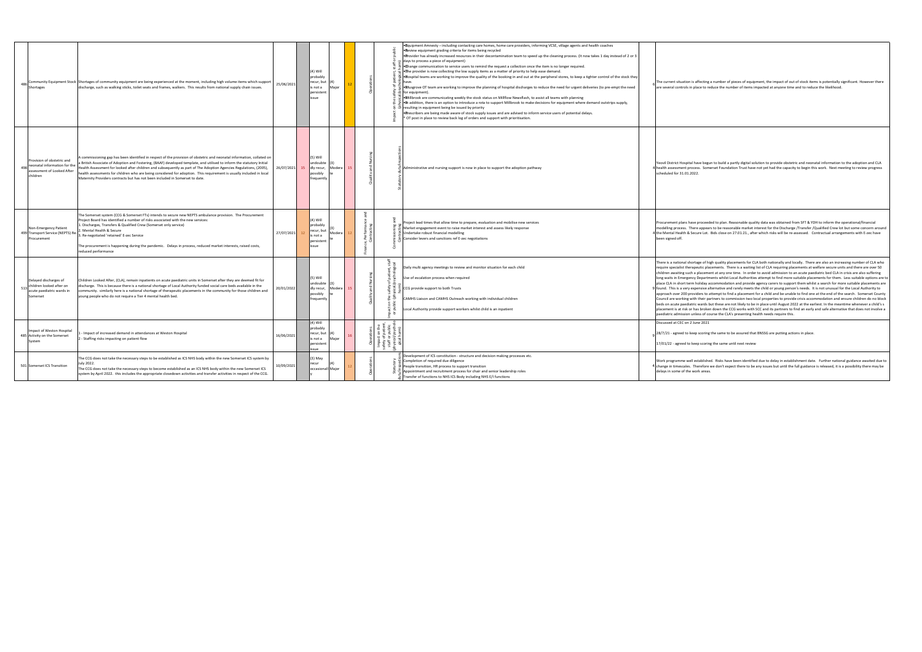| | | | | | | | | | | | | | |
|---|---|---|---|---|---|---|---|---|---|---|---|---|---|
| 486 | Community Equipment Stock Shortages | Shortages of community equipment are being experienced at the moment, including high volume items which support discharge, such as walking sticks, toilet seats and frames, walkers. This results from national supply chain issues. | 25/06/2021 | | (4) Will probably recur, but is not a persistent issue | (4) Major | 12 | Operations | Impact on the safety of patient, staff or public (physical/psychological harm) | •Equipment Amnesty – including contacting care homes, home care providers, informing VCSE, village agents and health coaches<br>•Review equipment grading criteria for items being recycled<br>•Provider has already increased resources in their decontamination team to speed up the cleaning process. (It now takes 1 day instead of 2 or 3 days to process a piece of equipment)<br>•Change communication to service users to remind the request a collection once the item is no longer required.<br>•The provider is now collecting the low supply items as a matter of priority to help ease demand.<br>•Hospital teams are working to improve the quality of the booking in and out at the peripheral stores, to keep a tighter control of the stock they have.<br>•Musgrove OT team are working to improve the planning of hospital discharges to reduce the need for urgent deliveries (to pre-empt the need for equipment).<br>•Millbrook are communicating weekly the stock status on Millflow Newsflash, to assist all teams with planning<br>•In addition, there is an option to introduce a rota to support Millbrook to make decisions for equipment where demand outstrips supply, resulting in equipment being be issued by priority<br>•Prescribers are being made aware of stock supply issues and are advised to inform service users of potential delays.<br>* OT post in place to review back log of orders and support with prioritisation. | | 6 | The current situation is affecting a number of pieces of equipment, the impact of out of stock items is potentially significant. However there are several controls in place to reduce the number of items impacted at anyone time and to reduce the likelihood. |
| 498 | Provision of obstetric and neonatal information for the assessment of Looked After children | A commissioning gap has been identified in respect of the provision of obstetric and neonatal information, collated on a British Association of Adoption and Fostering, (BAAF) developed template, and utilised to inform the statutory Initial Health Assessment for looked after children and subsequently as part of The Adoption Agencies Regulations, (2005), health assessments for children who are being considered for adoption. This requirement is usually included in local Maternity Providers contracts but has not been included in Somerset to date. | 26/07/2021 | 15 | (5) Will undoubtedly recur, possibly frequently | (3) Moderate | 15 | Quality and Nursing | Statutory duty/inspections | Administrative and nursing support is now in place to support the adoption pathway | | 4 | Yeovil District Hospital have begun to build a partly digital solution to provide obstetric and neonatal information to the adoption and CLA health assessment process. Somerset Foundation Trust have not yet had the capacity to begin this work. Next meeting to review progress scheduled for 31.01.2022. |
| 499 | Non-Emergency Patient Transport Service (NEPTS) Re-Procurement | The Somerset system (CCG & Somerset FTs) intends to secure new NEPTS ambulance provision. The Procurement Project Board has identified a number of risks associated with the new services:<br>1. Discharges, Transfers & Qualified Crew (Somerset only service)<br>2. Mental Health & Secure<br>3. Re-negotiated 'retained' E-zec Service<br><br>The procurement is happening during the pandemic. Delays in process, reduced market interests, raised costs, reduced performance | 27/07/2021 | 12 | (4) Will probably recur, but is not a persistent issue | (3) Moderate | 12 | Finance, Performance and Contracting | Commissioning and Contracting | Project lead times that allow time to prepare, evaluation and mobilise new services<br>Market engagement event to raise market interest and assess likely response<br>Undertake robust financial modelling<br>Consider levers and sanctions ref E-zec negotiations | | 4 | Procurement plans have proceeded to plan. Reasonable quality data was obtained from SFT & YDH to inform the operational/financial modelling process. There appears to be reasonable market interest for the Discharge /Transfer /Qualified Crew lot but some concern around the Mental Health & Secure Lot. Bids close on 27.01.21., after which risks will be re-assessed. Contractual arrangements with E-zec have been signed off. |
| 515 | Delayed discharges of children looked after on acute paediatric wards in Somerset | Children Looked After, (CLA), remain inpatients on acute paediatric units in Somerset after they are deemed fit for discharge. This is because there is a national shortage of Local Authority funded social care beds available in the community. similarly here is a national shortage of therapeutic placements in the community for those children and young people who do not require a Tier 4 mental health bed. | 20/01/2022 | | (5) Will undoubtedly recur, possibly frequently | (3) Moderate | 15 | Quality and Nursing | Impact on the safety of patient, staff or public (physical/psychological harm) | Daily multi agency meetings to review and monitor situation for each child<br><br>Use of escalation process when required<br><br>CCG provide support to both Trusts<br><br>CAMHS Liaison and CAMHS Outreach working with individual children<br><br>Local Authority provide support workers whilst child is an inpatient | | 9 | There is a national shortage of high quality placements for CLA both nationally and locally. There are also an increasing number of CLA who require specialist therapeutic placements. There is a waiting list of CLA requiring placements at welfare secure units and there are over 50 children awaiting such a placement at any one time. In order to avoid admission to an acute paediatric bed CLA in crisis are also suffering long waits in Emergency Departments whilst Local Authorities attempt to find more suitable placements for them. Less suitable options are to place CLA in short term holiday accommodation and provide agency carers to support them whilst a search for more suitable placements are found. This is a very expensive alternative and rarely meets the child or young person's needs. It is not unusual for the Local Authority to approach over 200 providers to attempt to find a placement for a child and be unable to find one at the end of the search. Somerset County Council are working with their partners to commission two local properties to provide crisis accommodation and ensure children do no block beds on acute paediatric wards but these are not likely to be in place until August 2022 at the earliest. In the meantime whenever a child's s placement is at risk or has broken down the CCG works with SCC and its partners to find an early and safe alternative that does not involve a paediatric admission unless of course the CLA's presenting health needs require this. |
| 485 | Impact of Weston Hospital Activity on the Somerset System | 1 - Impact of increased demand in attendances at Weston Hospital<br>2 - Staffing risks impacting on patient flow | 16/06/2021 | | (4) Will probably recur, but is not a persistent issue | (4) Major | 16 | Operations | Impact on the safety of patient, staff or public (physical/psychological harm) | | | 9 | Discussed at CEC on 2 June 2021<br><br>28/7/21 - agreed to keep scoring the same to be assured that BNSSG are putting actions in place.<br><br>17/01/22 - agreed to keep scoring the same until next review |
| 501 | Somerset ICS Transition | The CCG does not take the necessary steps to be established as ICS NHS body within the new Somerset ICS system by July 2022.<br>The CCG does not take the necessary steps to become established as an ICS NHS body within the new Somerset ICS system by April 2022. this includes the appropriate closedown activities and transfer activities in respect of the CCG. | 10/09/2021 | | (3) May recur occasionally | (4) Major | 12 | Operations | Statutory duty/inspections | Development of ICS constitution - structure and decision making processes etc.<br>Completion of required due diligence<br>People transition, HR process to support transition<br>Appointment and recruitment process for chair and senior leadership roles<br>Transfer of functions to NHS ICS Body including NHS E/I functions | | 4 | Work programme well established. Risks have been identified due to delay in establishment date. Further national guidance awaited due to change in timescales. Therefore we don't expect there to be any issues but until the full guidance is released, it is a possibility there may be delays in some of the work areas. |